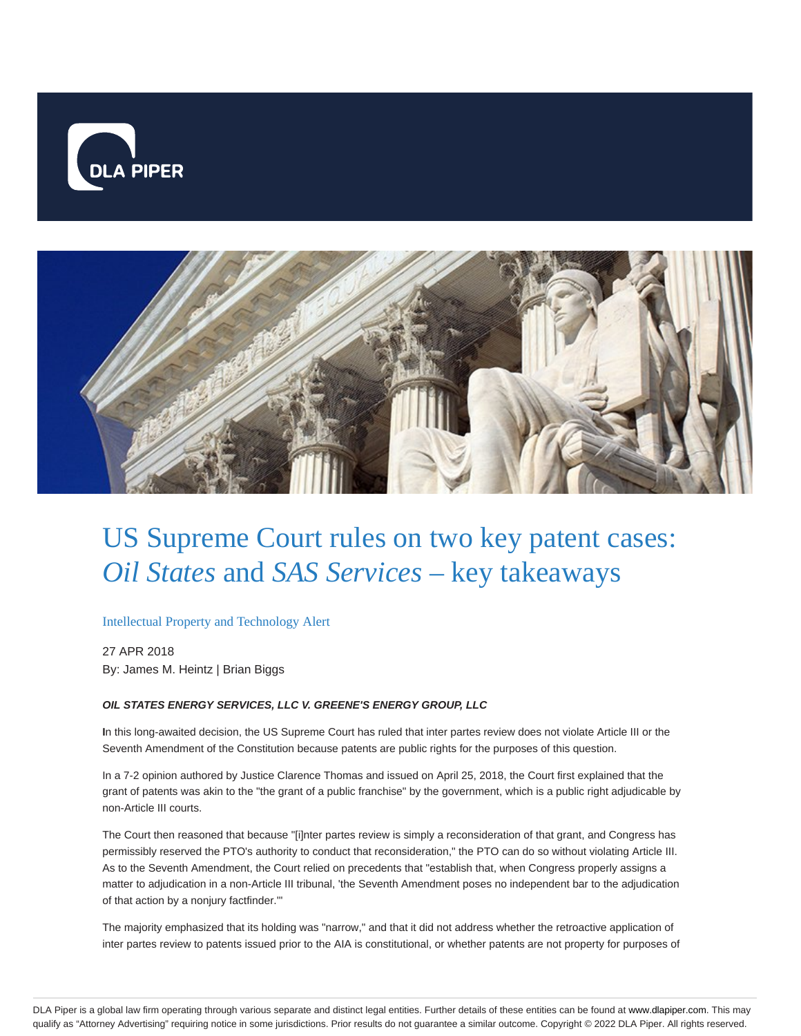# US Supreme Court rules on two key patent cases: *Oil States* and *SAS Services* – key takeaways

Intellectual Property and Technology Alert

27 APR 2018

By: James M. Heintz | Brian Biggs

***OIL STATES ENERGY SERVICES, LLC V. GREENE'S ENERGY GROUP, LLC***

**I**n this long-awaited decision, the US Supreme Court has ruled that inter partes review does not violate Article III or the Seventh Amendment of the Constitution because patents are public rights for the purposes of this question.

In a 7-2 opinion authored by Justice Clarence Thomas and issued on April 25, 2018, the Court first explained that the grant of patents was akin to the "the grant of a public franchise" by the government, which is a public right adjudicable by non-Article III courts.

The Court then reasoned that because "[i]nter partes review is simply a reconsideration of that grant, and Congress has permissibly reserved the PTO's authority to conduct that reconsideration," the PTO can do so without violating Article III. As to the Seventh Amendment, the Court relied on precedents that "establish that, when Congress properly assigns a matter to adjudication in a non-Article III tribunal, 'the Seventh Amendment poses no independent bar to the adjudication of that action by a nonjury factfinder.'"

The majority emphasized that its holding was "narrow," and that it did not address whether the retroactive application of inter partes review to patents issued prior to the AIA is constitutional, or whether patents are not property for purposes of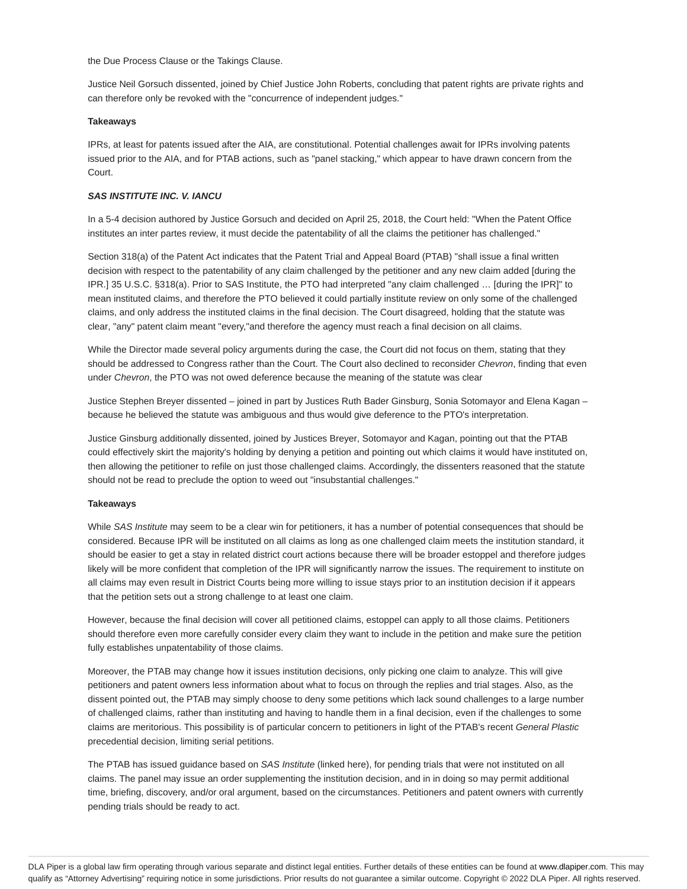the Due Process Clause or the Takings Clause.

Justice Neil Gorsuch dissented, joined by Chief Justice John Roberts, concluding that patent rights are private rights and can therefore only be revoked with the "concurrence of independent judges."

**Takeaways**

IPRs, at least for patents issued after the AIA, are constitutional. Potential challenges await for IPRs involving patents issued prior to the AIA, and for PTAB actions, such as "panel stacking," which appear to have drawn concern from the Court.

***SAS INSTITUTE INC. V. IANCU***

In a 5-4 decision authored by Justice Gorsuch and decided on April 25, 2018, the Court held: "When the Patent Office institutes an inter partes review, it must decide the patentability of all the claims the petitioner has challenged."

Section 318(a) of the Patent Act indicates that the Patent Trial and Appeal Board (PTAB) "shall issue a final written decision with respect to the patentability of any claim challenged by the petitioner and any new claim added [during the IPR.] 35 U.S.C. §318(a). Prior to SAS Institute, the PTO had interpreted "any claim challenged … [during the IPR]" to mean instituted claims, and therefore the PTO believed it could partially institute review on only some of the challenged claims, and only address the instituted claims in the final decision. The Court disagreed, holding that the statute was clear, "any" patent claim meant "every,"and therefore the agency must reach a final decision on all claims.

While the Director made several policy arguments during the case, the Court did not focus on them, stating that they should be addressed to Congress rather than the Court. The Court also declined to reconsider *Chevron*, finding that even under *Chevron*, the PTO was not owed deference because the meaning of the statute was clear

Justice Stephen Breyer dissented – joined in part by Justices Ruth Bader Ginsburg, Sonia Sotomayor and Elena Kagan – because he believed the statute was ambiguous and thus would give deference to the PTO's interpretation.

Justice Ginsburg additionally dissented, joined by Justices Breyer, Sotomayor and Kagan, pointing out that the PTAB could effectively skirt the majority's holding by denying a petition and pointing out which claims it would have instituted on, then allowing the petitioner to refile on just those challenged claims. Accordingly, the dissenters reasoned that the statute should not be read to preclude the option to weed out "insubstantial challenges."

**Takeaways**

While *SAS Institute* may seem to be a clear win for petitioners, it has a number of potential consequences that should be considered. Because IPR will be instituted on all claims as long as one challenged claim meets the institution standard, it should be easier to get a stay in related district court actions because there will be broader estoppel and therefore judges likely will be more confident that completion of the IPR will significantly narrow the issues. The requirement to institute on all claims may even result in District Courts being more willing to issue stays prior to an institution decision if it appears that the petition sets out a strong challenge to at least one claim.

However, because the final decision will cover all petitioned claims, estoppel can apply to all those claims. Petitioners should therefore even more carefully consider every claim they want to include in the petition and make sure the petition fully establishes unpatentability of those claims.

Moreover, the PTAB may change how it issues institution decisions, only picking one claim to analyze. This will give petitioners and patent owners less information about what to focus on through the replies and trial stages. Also, as the dissent pointed out, the PTAB may simply choose to deny some petitions which lack sound challenges to a large number of challenged claims, rather than instituting and having to handle them in a final decision, even if the challenges to some claims are meritorious. This possibility is of particular concern to petitioners in light of the PTAB's recent *General Plastic* precedential decision, limiting serial petitions.

The PTAB has issued guidance based on *SAS Institute* (linked here), for pending trials that were not instituted on all claims. The panel may issue an order supplementing the institution decision, and in in doing so may permit additional time, briefing, discovery, and/or oral argument, based on the circumstances. Petitioners and patent owners with currently pending trials should be ready to act.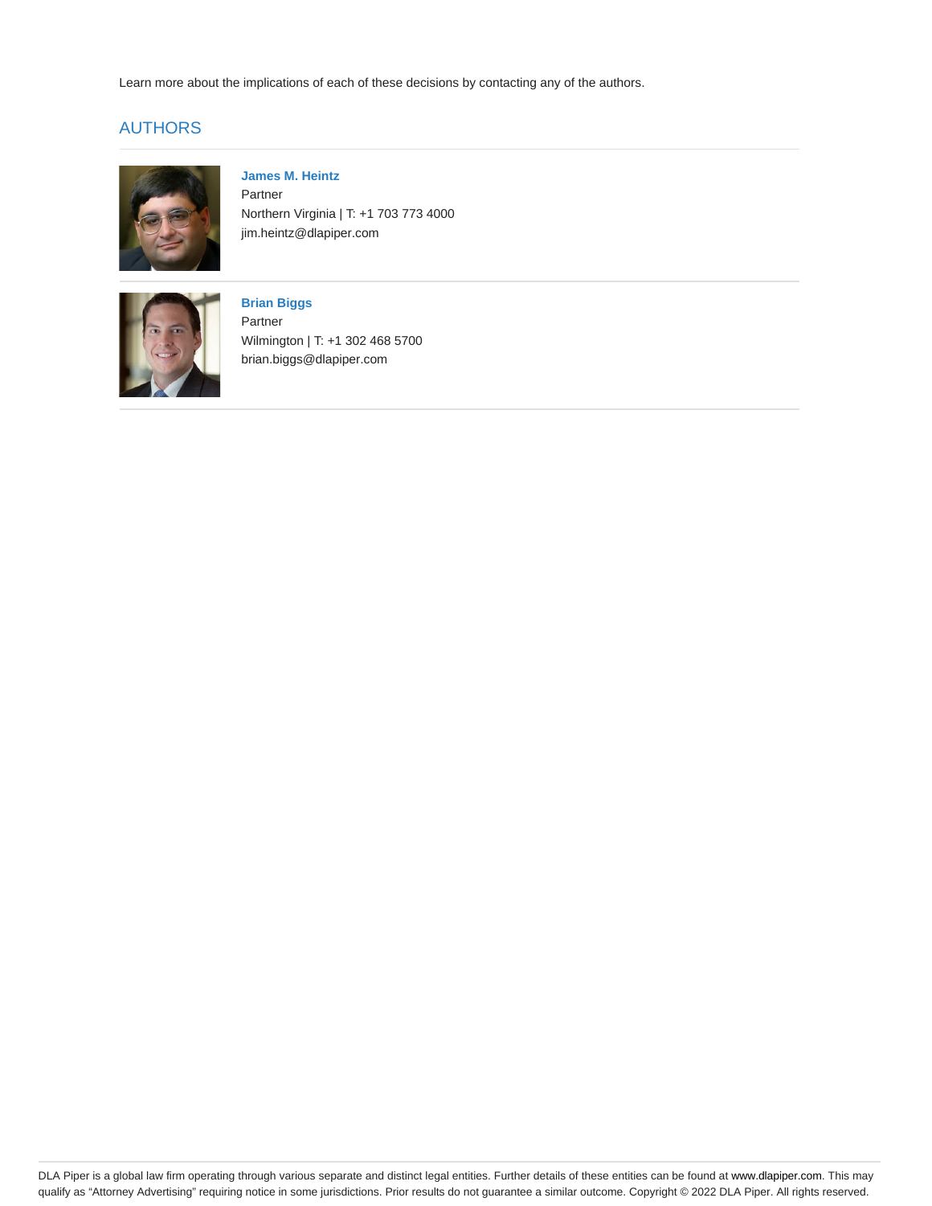Learn more about the implications of each of these decisions by contacting any of the authors.

## AUTHORS

**James M. Heintz**
Partner
Northern Virginia | T: +1 703 773 4000
jim.heintz@dlapiper.com

**Brian Biggs**
Partner
Wilmington | T: +1 302 468 5700
brian.biggs@dlapiper.com

DLA Piper is a global law firm operating through various separate and distinct legal entities. Further details of these entities can be found at www.dlapiper.com. This may qualify as "Attorney Advertising" requiring notice in some jurisdictions. Prior results do not guarantee a similar outcome. Copyright © 2022 DLA Piper. All rights reserved.